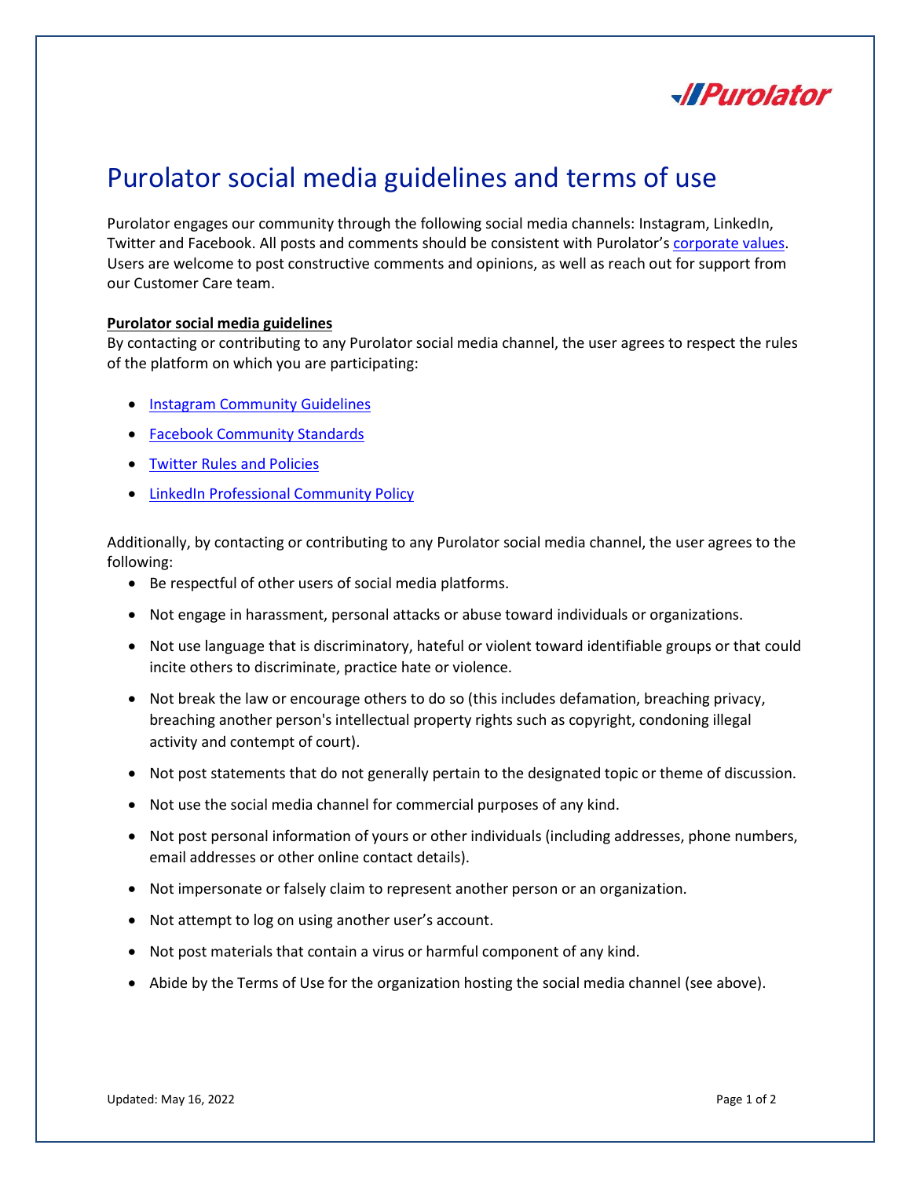# Purolator social media guidelines and terms of use

Purolator engages our community through the following social media channels: Instagram, LinkedIn, Twitter and Facebook. All posts and comments should be consistent with Purolator's corporate values. Users are welcome to post constructive comments and opinions, as well as reach out for support from our Customer Care team.

**Purolator social media guidelines**

By contacting or contributing to any Purolator social media channel, the user agrees to respect the rules of the platform on which you are participating:

- Instagram Community Guidelines
- Facebook Community Standards
- Twitter Rules and Policies
- LinkedIn Professional Community Policy

Additionally, by contacting or contributing to any Purolator social media channel, the user agrees to the following:

- Be respectful of other users of social media platforms.
- Not engage in harassment, personal attacks or abuse toward individuals or organizations.
- Not use language that is discriminatory, hateful or violent toward identifiable groups or that could incite others to discriminate, practice hate or violence.
- Not break the law or encourage others to do so (this includes defamation, breaching privacy, breaching another person's intellectual property rights such as copyright, condoning illegal activity and contempt of court).
- Not post statements that do not generally pertain to the designated topic or theme of discussion.
- Not use the social media channel for commercial purposes of any kind.
- Not post personal information of yours or other individuals (including addresses, phone numbers, email addresses or other online contact details).
- Not impersonate or falsely claim to represent another person or an organization.
- Not attempt to log on using another user's account.
- Not post materials that contain a virus or harmful component of any kind.
- Abide by the Terms of Use for the organization hosting the social media channel (see above).

Updated: May 16, 2022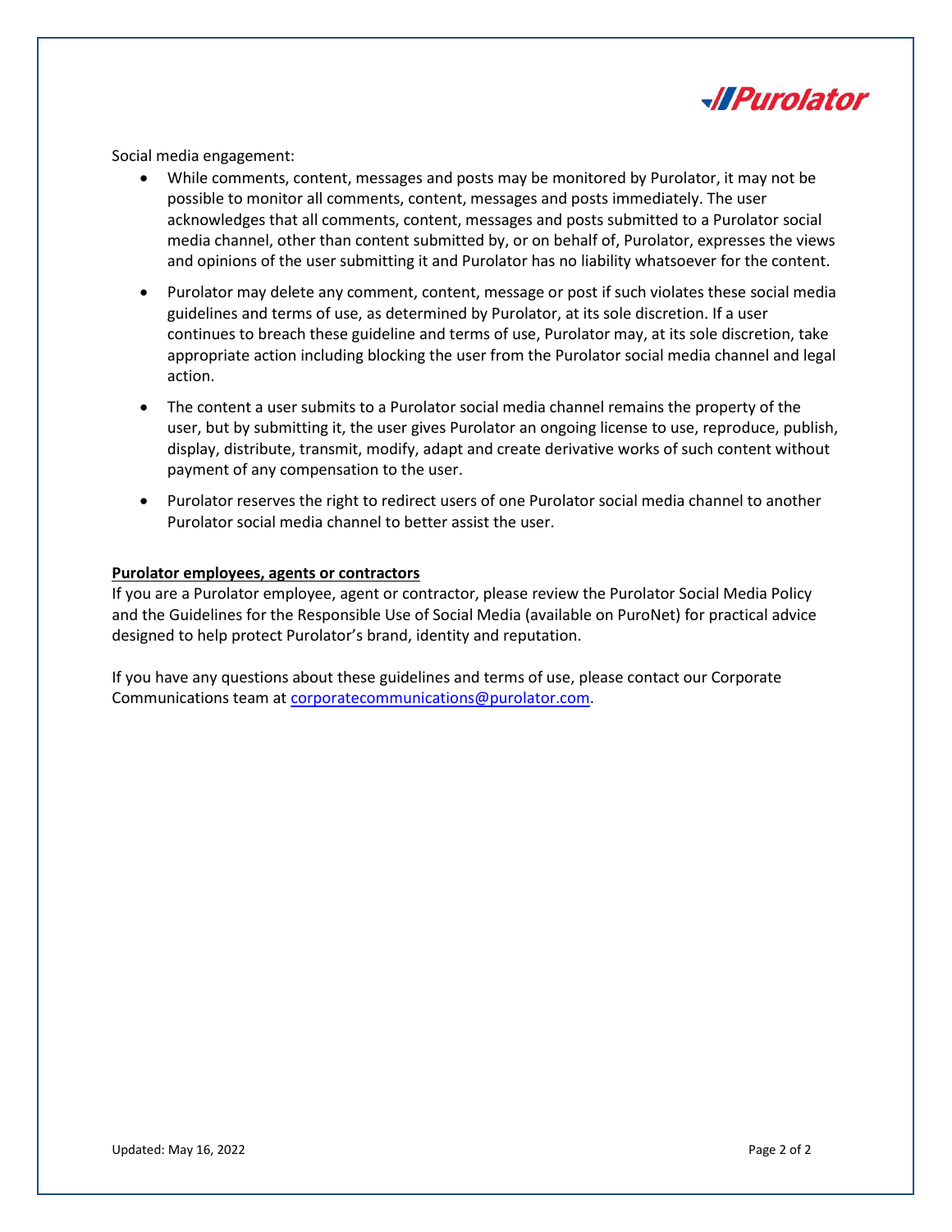Social media engagement:

- While comments, content, messages and posts may be monitored by Purolator, it may not be possible to monitor all comments, content, messages and posts immediately. The user acknowledges that all comments, content, messages and posts submitted to a Purolator social media channel, other than content submitted by, or on behalf of, Purolator, expresses the views and opinions of the user submitting it and Purolator has no liability whatsoever for the content.
- Purolator may delete any comment, content, message or post if such violates these social media guidelines and terms of use, as determined by Purolator, at its sole discretion. If a user continues to breach these guideline and terms of use, Purolator may, at its sole discretion, take appropriate action including blocking the user from the Purolator social media channel and legal action.
- The content a user submits to a Purolator social media channel remains the property of the user, but by submitting it, the user gives Purolator an ongoing license to use, reproduce, publish, display, distribute, transmit, modify, adapt and create derivative works of such content without payment of any compensation to the user.
- Purolator reserves the right to redirect users of one Purolator social media channel to another Purolator social media channel to better assist the user.

**Purolator employees, agents or contractors**

If you are a Purolator employee, agent or contractor, please review the Purolator Social Media Policy and the Guidelines for the Responsible Use of Social Media (available on PuroNet) for practical advice designed to help protect Purolator's brand, identity and reputation.

If you have any questions about these guidelines and terms of use, please contact our Corporate Communications team at corporatecommunications@purolator.com.

Updated: May 16, 2022